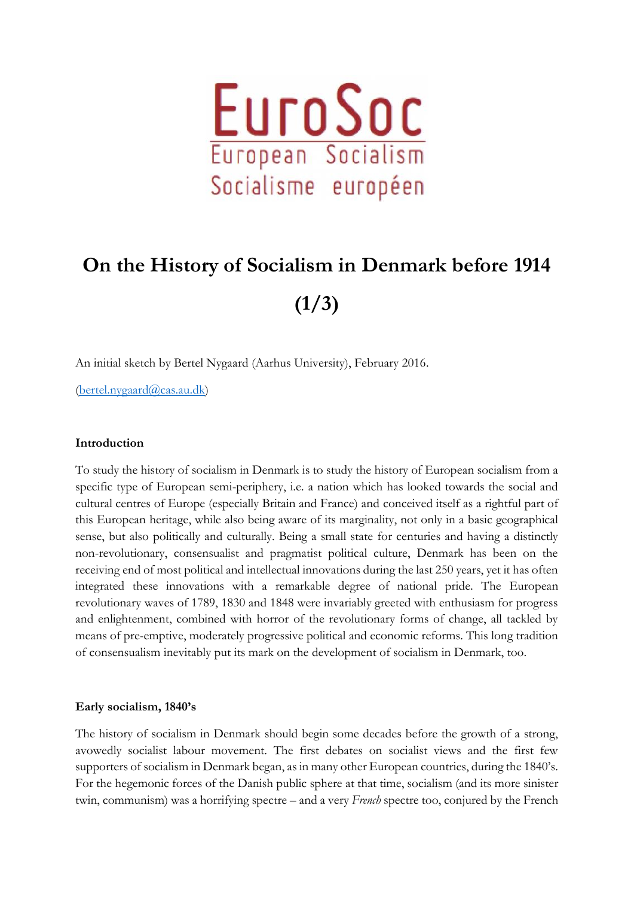EuroSoc

European Socialism

Socialisme européen

# On the History of Socialism in Denmark before 1914 (1/3)

An initial sketch by Bertel Nygaard (Aarhus University), February 2016.

(bertel.nygaard@cas.au.dk)

## Introduction

To study the history of socialism in Denmark is to study the history of European socialism from a specific type of European semi-periphery, i.e. a nation which has looked towards the social and cultural centres of Europe (especially Britain and France) and conceived itself as a rightful part of this European heritage, while also being aware of its marginality, not only in a basic geographical sense, but also politically and culturally. Being a small state for centuries and having a distinctly non-revolutionary, consensualist and pragmatist political culture, Denmark has been on the receiving end of most political and intellectual innovations during the last 250 years, yet it has often integrated these innovations with a remarkable degree of national pride. The European revolutionary waves of 1789, 1830 and 1848 were invariably greeted with enthusiasm for progress and enlightenment, combined with horror of the revolutionary forms of change, all tackled by means of pre-emptive, moderately progressive political and economic reforms. This long tradition of consensualism inevitably put its mark on the development of socialism in Denmark, too.

## Early socialism, 1840's

The history of socialism in Denmark should begin some decades before the growth of a strong, avowedly socialist labour movement. The first debates on socialist views and the first few supporters of socialism in Denmark began, as in many other European countries, during the 1840's. For the hegemonic forces of the Danish public sphere at that time, socialism (and its more sinister twin, communism) was a horrifying spectre – and a very *French* spectre too, conjured by the French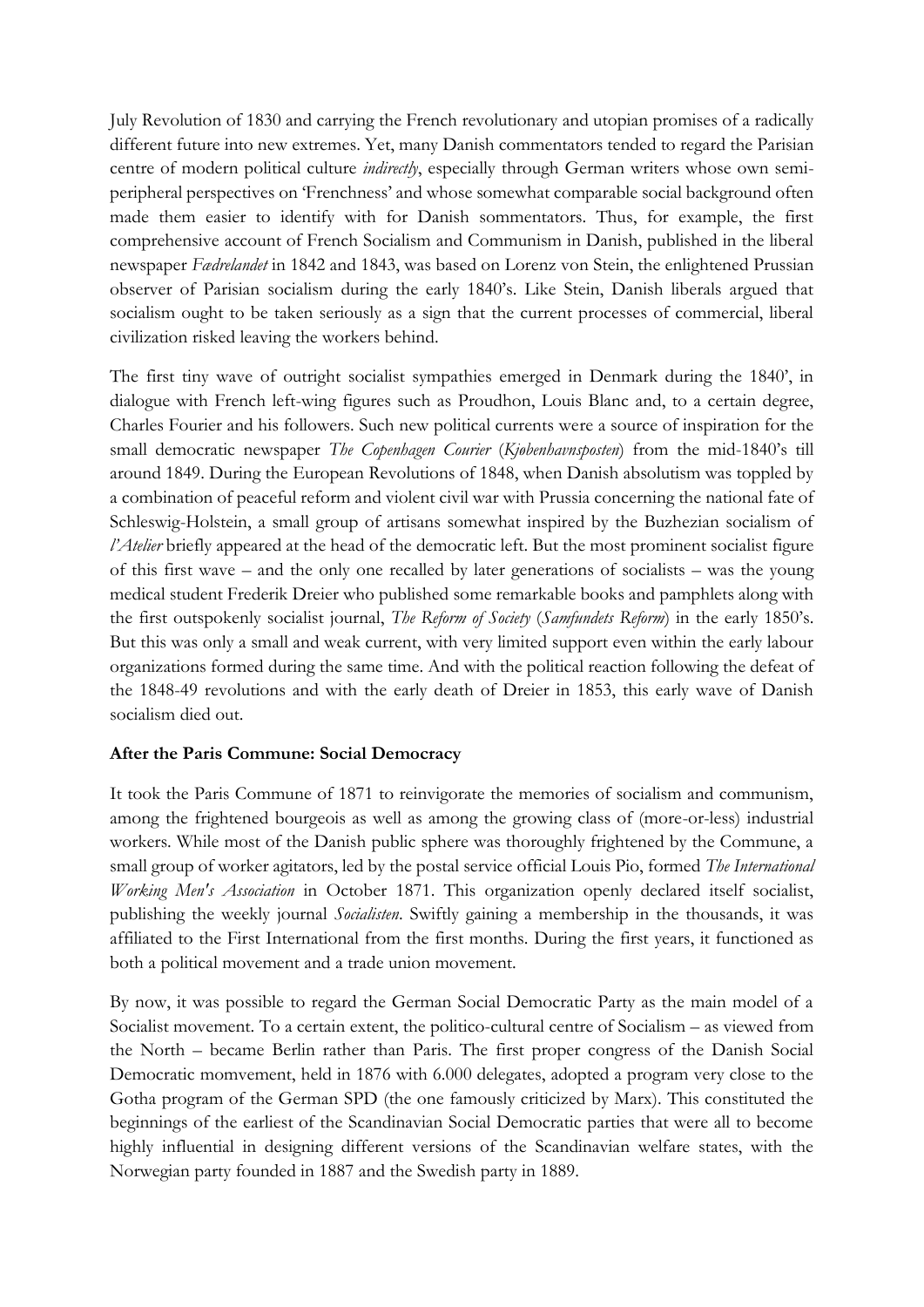July Revolution of 1830 and carrying the French revolutionary and utopian promises of a radically different future into new extremes. Yet, many Danish commentators tended to regard the Parisian centre of modern political culture *indirectly*, especially through German writers whose own semi-peripheral perspectives on 'Frenchness' and whose somewhat comparable social background often made them easier to identify with for Danish sommentators. Thus, for example, the first comprehensive account of French Socialism and Communism in Danish, published in the liberal newspaper *Fædrelandet* in 1842 and 1843, was based on Lorenz von Stein, the enlightened Prussian observer of Parisian socialism during the early 1840's. Like Stein, Danish liberals argued that socialism ought to be taken seriously as a sign that the current processes of commercial, liberal civilization risked leaving the workers behind.

The first tiny wave of outright socialist sympathies emerged in Denmark during the 1840', in dialogue with French left-wing figures such as Proudhon, Louis Blanc and, to a certain degree, Charles Fourier and his followers. Such new political currents were a source of inspiration for the small democratic newspaper *The Copenhagen Courier* (*Kjøbenhavnsposten*) from the mid-1840's till around 1849. During the European Revolutions of 1848, when Danish absolutism was toppled by a combination of peaceful reform and violent civil war with Prussia concerning the national fate of Schleswig-Holstein, a small group of artisans somewhat inspired by the Buzhezian socialism of *l'Atelier* briefly appeared at the head of the democratic left. But the most prominent socialist figure of this first wave – and the only one recalled by later generations of socialists – was the young medical student Frederik Dreier who published some remarkable books and pamphlets along with the first outspokenly socialist journal, *The Reform of Society* (*Samfundets Reform*) in the early 1850's. But this was only a small and weak current, with very limited support even within the early labour organizations formed during the same time. And with the political reaction following the defeat of the 1848-49 revolutions and with the early death of Dreier in 1853, this early wave of Danish socialism died out.

**After the Paris Commune: Social Democracy**

It took the Paris Commune of 1871 to reinvigorate the memories of socialism and communism, among the frightened bourgeois as well as among the growing class of (more-or-less) industrial workers. While most of the Danish public sphere was thoroughly frightened by the Commune, a small group of worker agitators, led by the postal service official Louis Pio, formed *The International Working Men's Association* in October 1871. This organization openly declared itself socialist, publishing the weekly journal *Socialisten*. Swiftly gaining a membership in the thousands, it was affiliated to the First International from the first months. During the first years, it functioned as both a political movement and a trade union movement.

By now, it was possible to regard the German Social Democratic Party as the main model of a Socialist movement. To a certain extent, the politico-cultural centre of Socialism – as viewed from the North – became Berlin rather than Paris. The first proper congress of the Danish Social Democratic momvement, held in 1876 with 6.000 delegates, adopted a program very close to the Gotha program of the German SPD (the one famously criticized by Marx). This constituted the beginnings of the earliest of the Scandinavian Social Democratic parties that were all to become highly influential in designing different versions of the Scandinavian welfare states, with the Norwegian party founded in 1887 and the Swedish party in 1889.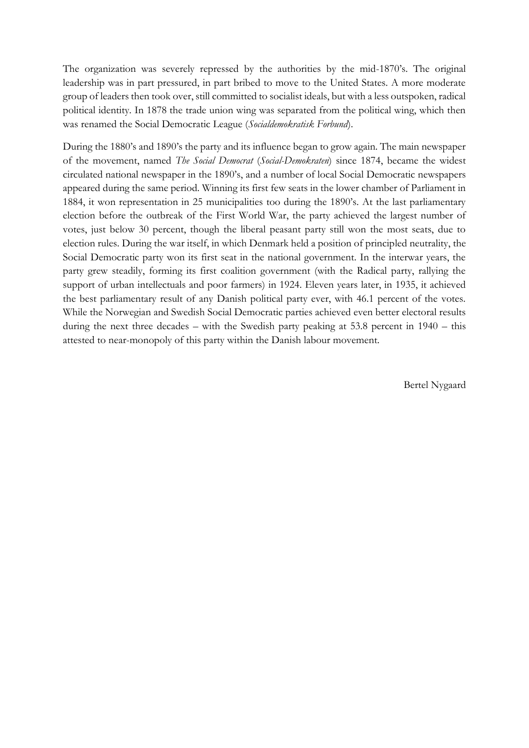The organization was severely repressed by the authorities by the mid-1870's. The original leadership was in part pressured, in part bribed to move to the United States. A more moderate group of leaders then took over, still committed to socialist ideals, but with a less outspoken, radical political identity. In 1878 the trade union wing was separated from the political wing, which then was renamed the Social Democratic League (*Socialdemokratisk Forbund*).

During the 1880's and 1890's the party and its influence began to grow again. The main newspaper of the movement, named *The Social Democrat* (*Social-Demokraten*) since 1874, became the widest circulated national newspaper in the 1890's, and a number of local Social Democratic newspapers appeared during the same period. Winning its first few seats in the lower chamber of Parliament in 1884, it won representation in 25 municipalities too during the 1890's. At the last parliamentary election before the outbreak of the First World War, the party achieved the largest number of votes, just below 30 percent, though the liberal peasant party still won the most seats, due to election rules. During the war itself, in which Denmark held a position of principled neutrality, the Social Democratic party won its first seat in the national government. In the interwar years, the party grew steadily, forming its first coalition government (with the Radical party, rallying the support of urban intellectuals and poor farmers) in 1924. Eleven years later, in 1935, it achieved the best parliamentary result of any Danish political party ever, with 46.1 percent of the votes. While the Norwegian and Swedish Social Democratic parties achieved even better electoral results during the next three decades – with the Swedish party peaking at 53.8 percent in 1940 – this attested to near-monopoly of this party within the Danish labour movement.

Bertel Nygaard